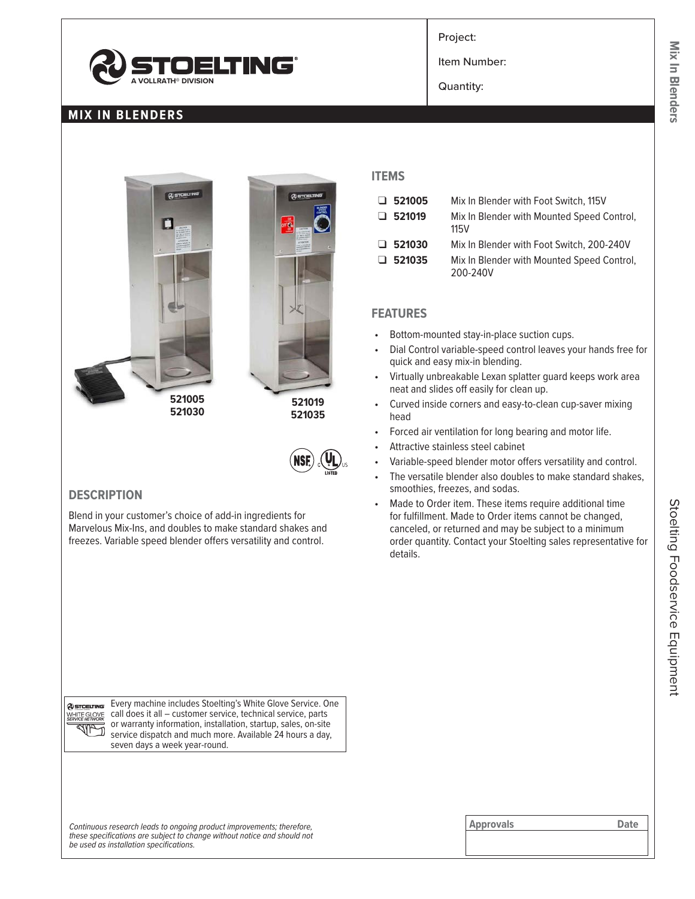Project:

Item Number:

Quantity:

## MIX IN BLENDERS

521005
521030

521019
521035

### ITEMS

- ❑ **521005** Mix In Blender with Foot Switch, 115V
- ❑ **521019** Mix In Blender with Mounted Speed Control, 115V
- ❑ **521030** Mix In Blender with Foot Switch, 200-240V
- ❑ **521035** Mix In Blender with Mounted Speed Control, 200-240V

### FEATURES

- Bottom-mounted stay-in-place suction cups.
- Dial Control variable-speed control leaves your hands free for quick and easy mix-in blending.
- Virtually unbreakable Lexan splatter guard keeps work area neat and slides off easily for clean up.
- Curved inside corners and easy-to-clean cup-saver mixing head
- Forced air ventilation for long bearing and motor life.
- Attractive stainless steel cabinet
- Variable-speed blender motor offers versatility and control.
- The versatile blender also doubles to make standard shakes, smoothies, freezes, and sodas.
- Made to Order item. These items require additional time for fulfillment. Made to Order items cannot be changed, canceled, or returned and may be subject to a minimum order quantity. Contact your Stoelting sales representative for details.

### DESCRIPTION

Blend in your customer's choice of add-in ingredients for Marvelous Mix-Ins, and doubles to make standard shakes and freezes. Variable speed blender offers versatility and control.

Every machine includes Stoelting's White Glove Service. One call does it all – customer service, technical service, parts or warranty information, installation, startup, sales, on-site service dispatch and much more. Available 24 hours a day, seven days a week year-round.

*Continuous research leads to ongoing product improvements; therefore, these specifications are subject to change without notice and should not be used as installation specifications.*

| Approvals | Date |
| --- | --- |
| | |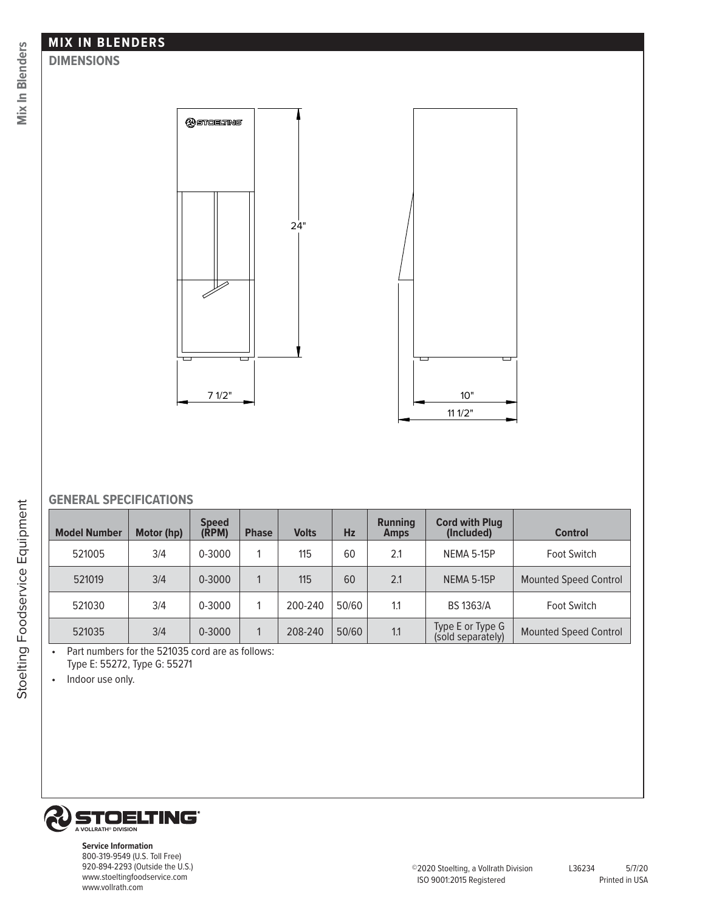## MIX IN BLENDERS

### DIMENSIONS

24"

7 1/2"

10"

11 1/2"

### GENERAL SPECIFICATIONS

| Model Number | Motor (hp) | Speed (RPM) | Phase | Volts | Hz | Running Amps | Cord with Plug (Included) | Control |
|---|---|---|---|---|---|---|---|---|
| 521005 | 3/4 | 0-3000 | 1 | 115 | 60 | 2.1 | NEMA 5-15P | Foot Switch |
| 521019 | 3/4 | 0-3000 | 1 | 115 | 60 | 2.1 | NEMA 5-15P | Mounted Speed Control |
| 521030 | 3/4 | 0-3000 | 1 | 200-240 | 50/60 | 1.1 | BS 1363/A | Foot Switch |
| 521035 | 3/4 | 0-3000 | 1 | 208-240 | 50/60 | 1.1 | Type E or Type G (sold separately) | Mounted Speed Control |

- Part numbers for the 521035 cord are as follows: Type E: 55272, Type G: 55271
- Indoor use only.

STOELTING® A VOLLRATH® DIVISION

**Service Information**
800-319-9549 (U.S. Toll Free)
920-894-2293 (Outside the U.S.)
www.stoeltingfoodservice.com
www.vollrath.com

©2020 Stoelting, a Vollrath Division
ISO 9001:2015 Registered

L36234 5/7/20
Printed in USA